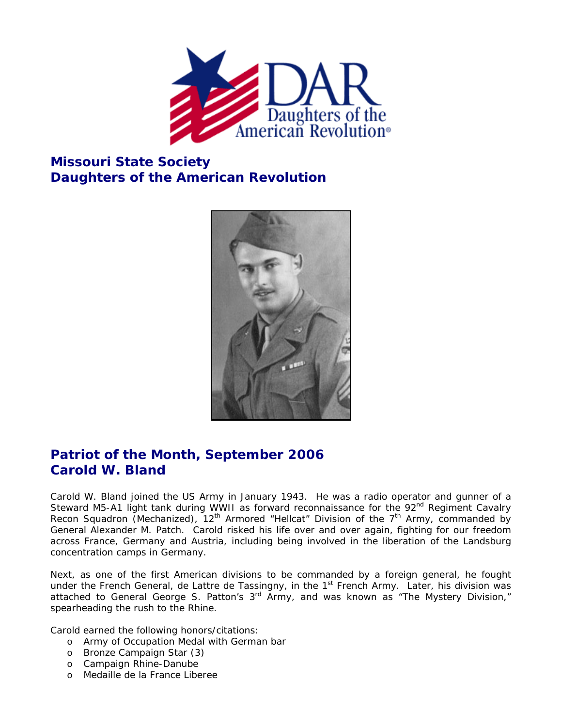# Missouri State Society
# Daughters of the American Revolution

## Patriot of the Month, September 2006
## Carold W. Bland

Carold W. Bland joined the US Army in January 1943. He was a radio operator and gunner of a Steward M5-A1 light tank during WWII as forward reconnaissance for the 92nd Regiment Cavalry Recon Squadron (Mechanized), 12th Armored "Hellcat" Division of the 7th Army, commanded by General Alexander M. Patch. Carold risked his life over and over again, fighting for our freedom across France, Germany and Austria, including being involved in the liberation of the Landsburg concentration camps in Germany.

Next, as one of the first American divisions to be commanded by a foreign general, he fought under the French General, de Lattre de Tassingny, in the 1st French Army. Later, his division was attached to General George S. Patton's 3rd Army, and was known as "The Mystery Division," spearheading the rush to the Rhine.

Carold earned the following honors/citations:

- Army of Occupation Medal with German bar
- Bronze Campaign Star (3)
- Campaign Rhine-Danube
- Medaille de la France Liberee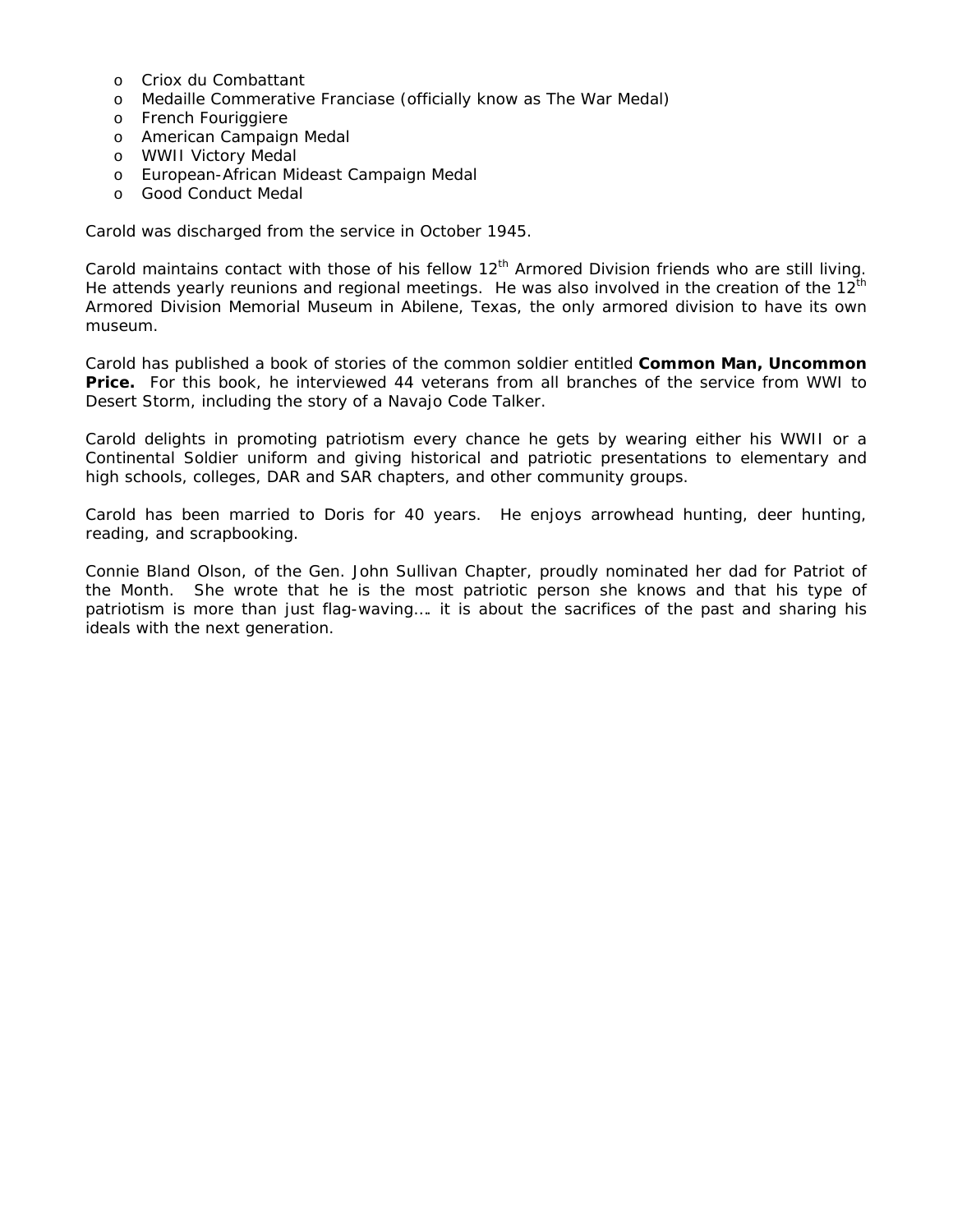- Criox du Combattant
- Medaille Commerative Franciase (officially know as The War Medal)
- French Fouriggiere
- American Campaign Medal
- WWII Victory Medal
- European-African Mideast Campaign Medal
- Good Conduct Medal

Carold was discharged from the service in October 1945.

Carold maintains contact with those of his fellow 12th Armored Division friends who are still living. He attends yearly reunions and regional meetings. He was also involved in the creation of the 12th Armored Division Memorial Museum in Abilene, Texas, the only armored division to have its own museum.

Carold has published a book of stories of the common soldier entitled **Common Man, Uncommon Price.** For this book, he interviewed 44 veterans from all branches of the service from WWI to Desert Storm, including the story of a Navajo Code Talker.

Carold delights in promoting patriotism every chance he gets by wearing either his WWII or a Continental Soldier uniform and giving historical and patriotic presentations to elementary and high schools, colleges, DAR and SAR chapters, and other community groups.

Carold has been married to Doris for 40 years. He enjoys arrowhead hunting, deer hunting, reading, and scrapbooking.

Connie Bland Olson, of the Gen. John Sullivan Chapter, proudly nominated her dad for Patriot of the Month. She wrote that he is the most patriotic person she knows and that his type of patriotism is more than just flag-waving…. it is about the sacrifices of the past and sharing his ideals with the next generation.